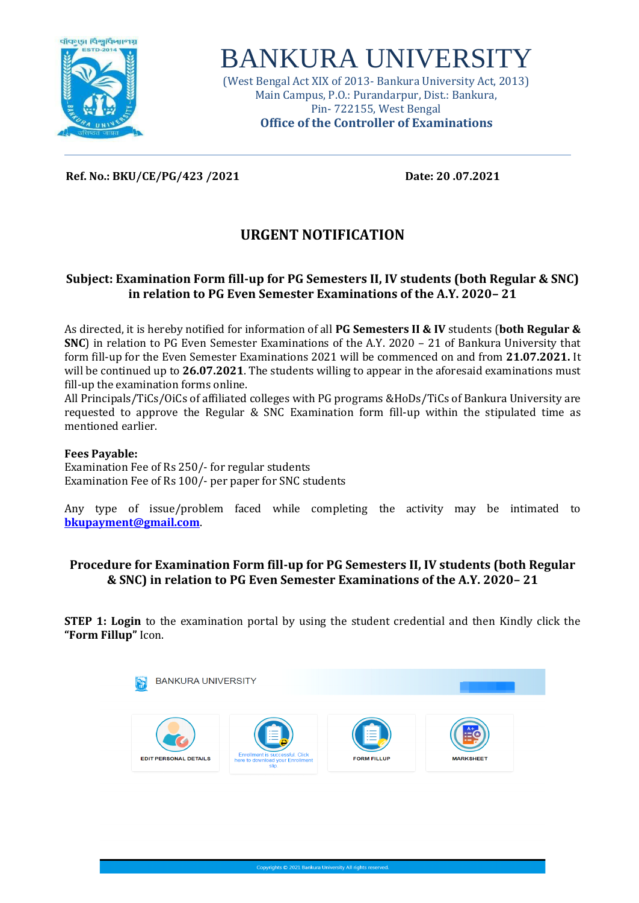# BANKURA UNIVERSITY

(West Bengal Act XIX of 2013- Bankura University Act, 2013)
Main Campus, P.O.: Purandarpur, Dist.: Bankura,
Pin- 722155, West Bengal
**Office of the Controller of Examinations**

---

**Ref. No.: BKU/CE/PG/423 /2021** **Date: 20 .07.2021**

## URGENT NOTIFICATION

**Subject: Examination Form fill-up for PG Semesters II, IV students (both Regular & SNC) in relation to PG Even Semester Examinations of the A.Y. 2020– 21**

As directed, it is hereby notified for information of all **PG Semesters II & IV** students (**both Regular & SNC**) in relation to PG Even Semester Examinations of the A.Y. 2020 – 21 of Bankura University that form fill-up for the Even Semester Examinations 2021 will be commenced on and from **21.07.2021.** It will be continued up to **26.07.2021**. The students willing to appear in the aforesaid examinations must fill-up the examination forms online.

All Principals/TiCs/OiCs of affiliated colleges with PG programs &HoDs/TiCs of Bankura University are requested to approve the Regular & SNC Examination form fill-up within the stipulated time as mentioned earlier.

**Fees Payable:**
Examination Fee of Rs 250/- for regular students
Examination Fee of Rs 100/- per paper for SNC students

Any type of issue/problem faced while completing the activity may be intimated to **bkupayment@gmail.com**.

**Procedure for Examination Form fill-up for PG Semesters II, IV students (both Regular & SNC) in relation to PG Even Semester Examinations of the A.Y. 2020– 21**

**STEP 1: Login** to the examination portal by using the student credential and then Kindly click the **"Form Fillup"** Icon.

BANKURA UNIVERSITY

EDIT PERSONAL DETAILS | Enrollment is successful. Click here to download your Enrollment slip. | FORM FILLUP | MARKSHEET

Copyrights © 2021 Bankura University All rights reserved.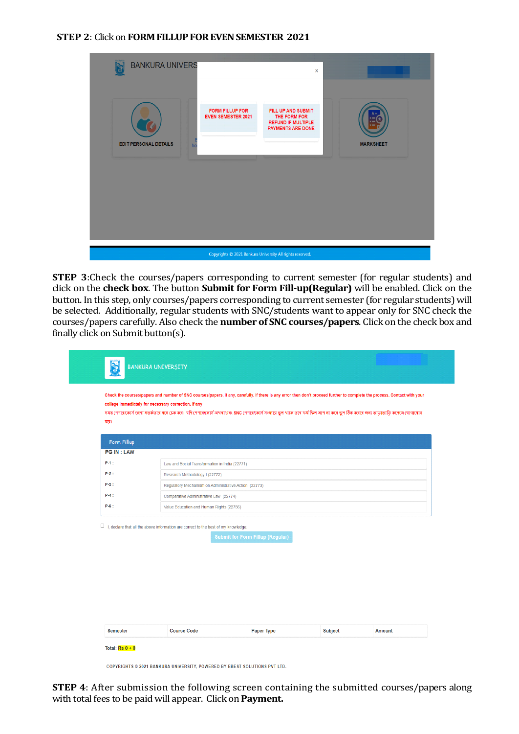**STEP 2**: Click on **FORM FILLUP FOR EVEN SEMESTER 2021**

BANKURA UNIVERSITY

FORM FILLUP FOR EVEN SEMESTER 2021

FILL UP AND SUBMIT THE FORM FOR REFUND IF MULTIPLE PAYMENTS ARE DONE

EDIT PERSONAL DETAILS

MARKSHEET

Copyrights © 2021 Bankura University All rights reserved.

**STEP 3**:Check the courses/papers corresponding to current semester (for regular students) and click on the **check box**. The button **Submit for Form Fill-up(Regular)** will be enabled. Click on the button. In this step, only courses/papers corresponding to current semester (for regular students) will be selected. Additionally, regular students with SNC/students want to appear only for SNC check the courses/papers carefully. Also check the **number of SNC courses/papers**. Click on the check box and finally click on Submit button(s).

BANKURA UNIVERSITY

Check the courses/papers and number of SNC courses/papers, if any, carefully. If there is any error then don't proceed further to complete the process. Contact with your college immediately for necessary correction, if any

সমস্ত পেপার/কোর্স গুলো সতর্কতার সঙ্গে চেক কর। যদি পেপার/কোর্স অথবা/এবং SNC পেপার/কোর্স সংখ্যায় ভুল থাকে তবে ফর্ম ফিল আপ না করে ভুল ঠিক করার জন্য তাড়াতাড়ি কলেজে যোগাযোগ কর।

Form Fillup

PG IN : LAW

| | |
|---|---|
| P-1 : | Law and Social Transformation in India (22771) |
| P-2 : | Research Methodology I (22772) |
| P-3 : | Regulatory Mechanism on Administrative Action (22773) |
| P-4 : | Comparative Administrative Law (22774) |
| P-6 : | Value Education and Human Rights (22756) |

☐ I, declare that all the above information are correct to the best of my knowledge.

Submit for Form Fillup (Regular)

| Semester | Course Code | Paper Type | Subject | Amount |
|---|---|---|---|---|

Total: Rs 0 + 0

COPYRIGHTS © 2021 BANKURA UNIVERSITY, POWERED BY EBEST SOLUTIONS PVT LTD.

**STEP 4**: After submission the following screen containing the submitted courses/papers along with total fees to be paid will appear. Click on **Payment.**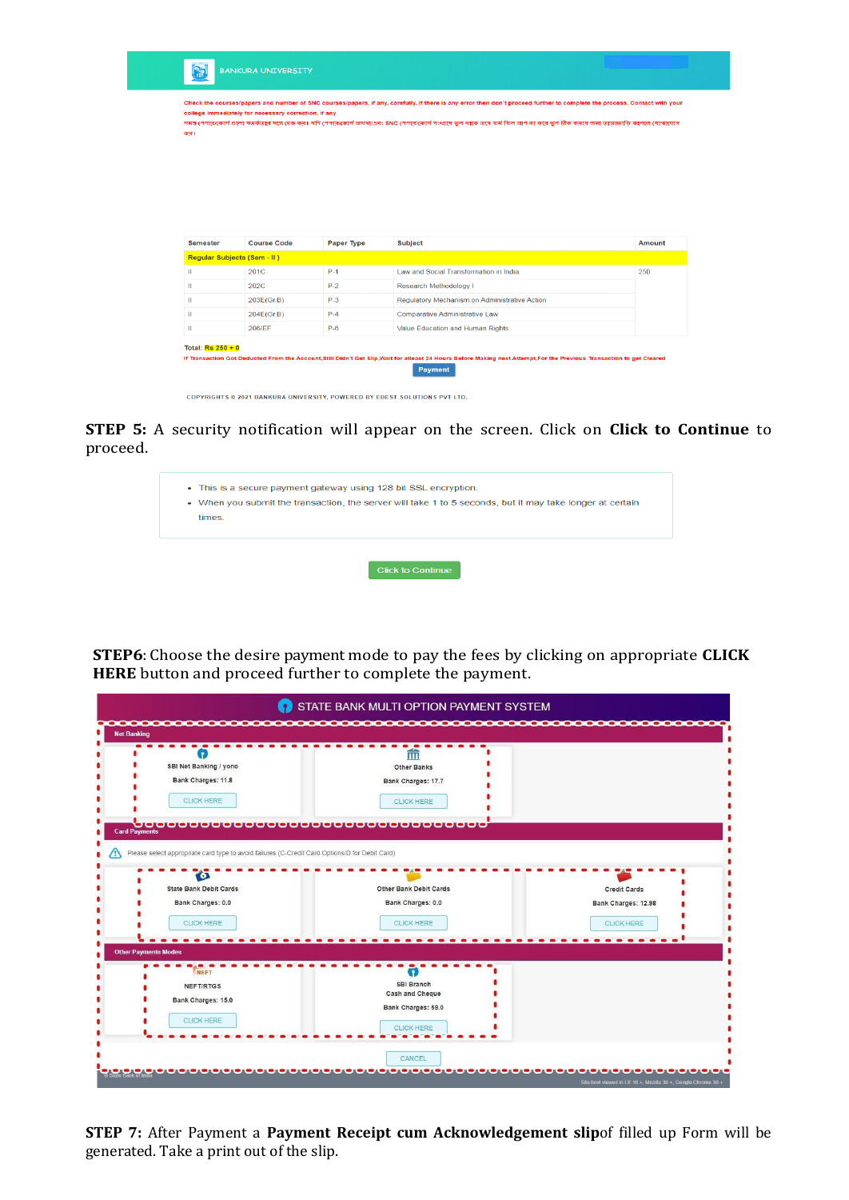BANKURA UNIVERSITY

Check the courses/papers and number of SNC courses/papers, if any, carefully. If there is any error then don't proceed further to complete the process. Contact with your college immediately for necessary correction, if any

| Semester | Course Code | Paper Type | Subject | Amount |
|---|---|---|---|---|
| Regular Subjects (Sem - II ) | | | | |
| II | 201C | P-1 | Law and Social Transformation in India | 250 |
| II | 202C | P-2 | Research Methodology I | |
| II | 203E(Gr.B) | P-3 | Regulatory Mechanism on Administrative Action | |
| II | 204E(Gr.B) | P-4 | Comparative Administrative Law | |
| II | 206/EF | P-6 | Value Education and Human Rights | |

Total: Rs 250 + 0

If Transaction Got Deducted From the Account,Still Didn't Get Slip,Wait for atleast 24 Hours Before Making next Attempt,For the Previous Transaction to get Cleared

Payment

COPYRIGHTS © 2021 BANKURA UNIVERSITY, POWERED BY EBEST SOLUTIONS PVT LTD.

**STEP 5:** A security notification will appear on the screen. Click on **Click to Continue** to proceed.

- This is a secure payment gateway using 128 bit SSL encryption.
- When you submit the transaction, the server will take 1 to 5 seconds, but it may take longer at certain times.

Click to Continue

**STEP6**: Choose the desire payment mode to pay the fees by clicking on appropriate **CLICK HERE** button and proceed further to complete the payment.

STATE BANK MULTI OPTION PAYMENT SYSTEM

Net Banking

| SBI Net Banking / yono | Other Banks |
|---|---|
| Bank Charges: 11.8 | Bank Charges: 17.7 |
| CLICK HERE | CLICK HERE |

Card Payments

Please select appropriate card type to avoid failures (C-Credit Card Options/D for Debit Card)

| State Bank Debit Cards | Other Bank Debit Cards | Credit Cards |
|---|---|---|
| Bank Charges: 0.0 | Bank Charges: 0.0 | Bank Charges: 12.98 |
| CLICK HERE | CLICK HERE | CLICK HERE |

Other Payments Modes

| NEFT/RTGS | SBI Branch Cash and Cheque |
|---|---|
| Bank Charges: 15.0 | Bank Charges: 59.0 |
| CLICK HERE | CLICK HERE |

CANCEL

© State Bank of India

Site best viewed in I.E 10 +, Mozilla 30 +, Google Chrome 30 +

**STEP 7:** After Payment a **Payment Receipt cum Acknowledgement slip**of filled up Form will be generated. Take a print out of the slip.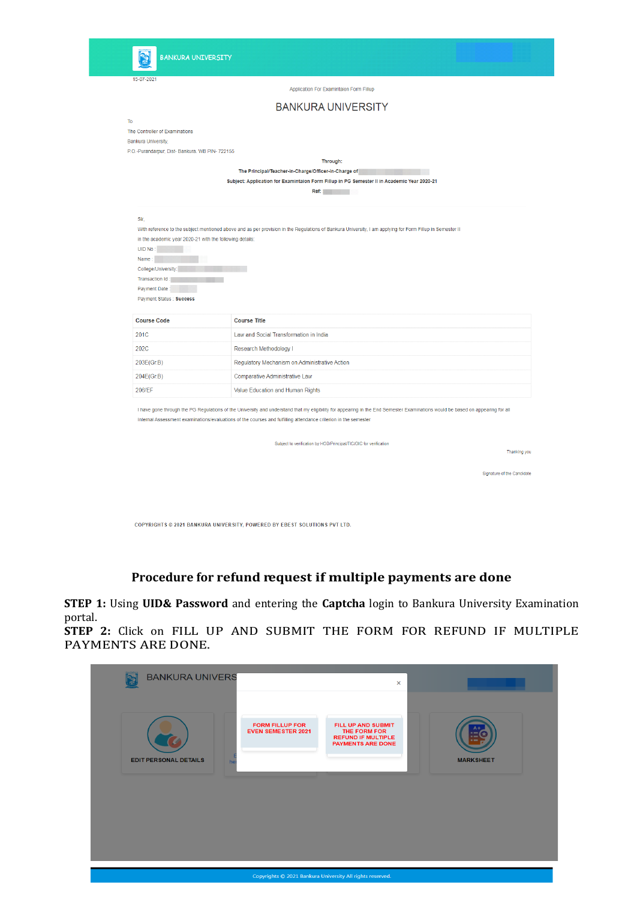BANKURA UNIVERSITY

15-07-2021

Application For Examintaion Form Fillup

## BANKURA UNIVERSITY

To

The Controller of Examinations

Bankura University,

P.O.-Purandarpur, Dist- Bankura, WB PIN- 722155

**Through:**

**The Principal/Teacher-in-Charge/Officer-in-Charge of**

**Subject: Application for Examintaion Form Fillup in PG Semester II in Academic Year 2020-21**

**Ref:**

Sir,

With reference to the subject mentioned above and as per provision in the Regulations of Bankura University, I am applying for Form Fillup in Semester II in the academic year 2020-21 with the following details:

UID No :

Name :

College/University:

Transaction Id :

Payment Date :

Payment Status : **Success**

| Course Code | Course Title |
|---|---|
| 201C | Law and Social Transformation in India |
| 202C | Research Methodology I |
| 203E(Gr.B) | Regulatory Mechanism on Administrative Action |
| 204E(Gr.B) | Comparative Administrative Law |
| 206/EF | Value Education and Human Rights |

I have gone through the PG Regulations of the University and understand that my eligibility for appearing in the End Semester Examinations would be based on appearing for all Internal Assessment examinations/evaluations of the courses and fulfilling attendance criterion in the semester

Subject to verification by HOD/Principal/TIC/OIC for verification

Thanking you

Signature of the Candidate

COPYRIGHTS © 2021 BANKURA UNIVERSITY, POWERED BY EBEST SOLUTIONS PVT LTD.

## Procedure for refund request if multiple payments are done

**STEP 1:** Using **UID& Password** and entering the **Captcha** login to Bankura University Examination portal.

**STEP 2:** Click on FILL UP AND SUBMIT THE FORM FOR REFUND IF MULTIPLE PAYMENTS ARE DONE.

BANKURA UNIVERS

FORM FILLUP FOR EVEN SEMESTER 2021

FILL UP AND SUBMIT THE FORM FOR REFUND IF MULTIPLE PAYMENTS ARE DONE

EDIT PERSONAL DETAILS

MARKSHEET

Copyrights © 2021 Bankura University All rights reserved.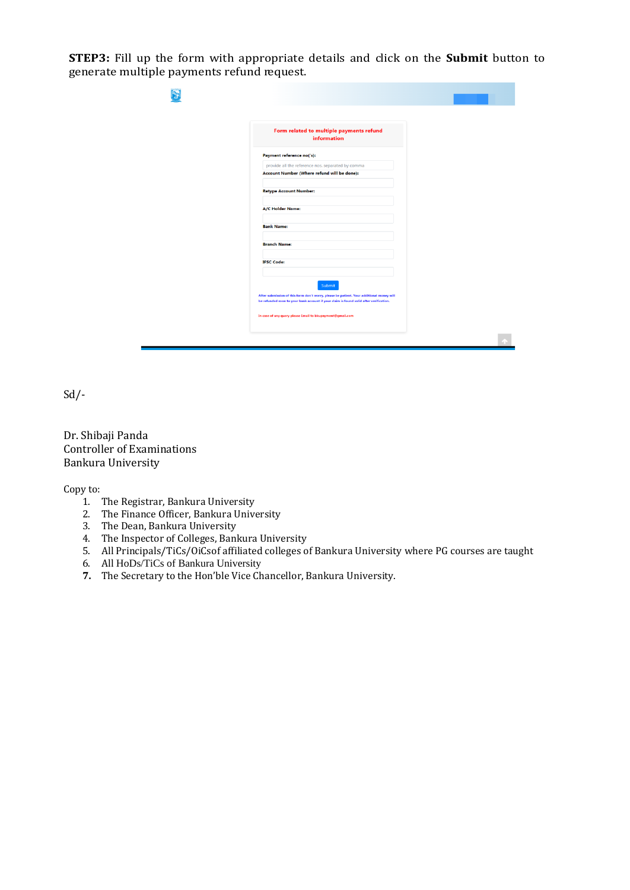**STEP3:** Fill up the form with appropriate details and click on the **Submit** button to generate multiple payments refund request.

Form related to multiple payments refund information

Payment reference no('s):

provide all the reference nos. separated by comma

Account Number (Where refund will be done):

Retype Account Number:

A/C Holder Name:

Bank Name:

Branch Name:

IFSC Code:

Submit

After submission of this form don't worry, please be patient. Your additional money will be refunded soon to your bank account if your claim is found valid after verification.

In case of any query please Email to bkupayment@gmail.com

Sd/-

Dr. Shibaji Panda
Controller of Examinations
Bankura University

Copy to:

1. The Registrar, Bankura University
2. The Finance Officer, Bankura University
3. The Dean, Bankura University
4. The Inspector of Colleges, Bankura University
5. All Principals/TiCs/OiCsof affiliated colleges of Bankura University where PG courses are taught
6. All HoDs/TiCs of Bankura University
7. The Secretary to the Hon'ble Vice Chancellor, Bankura University.